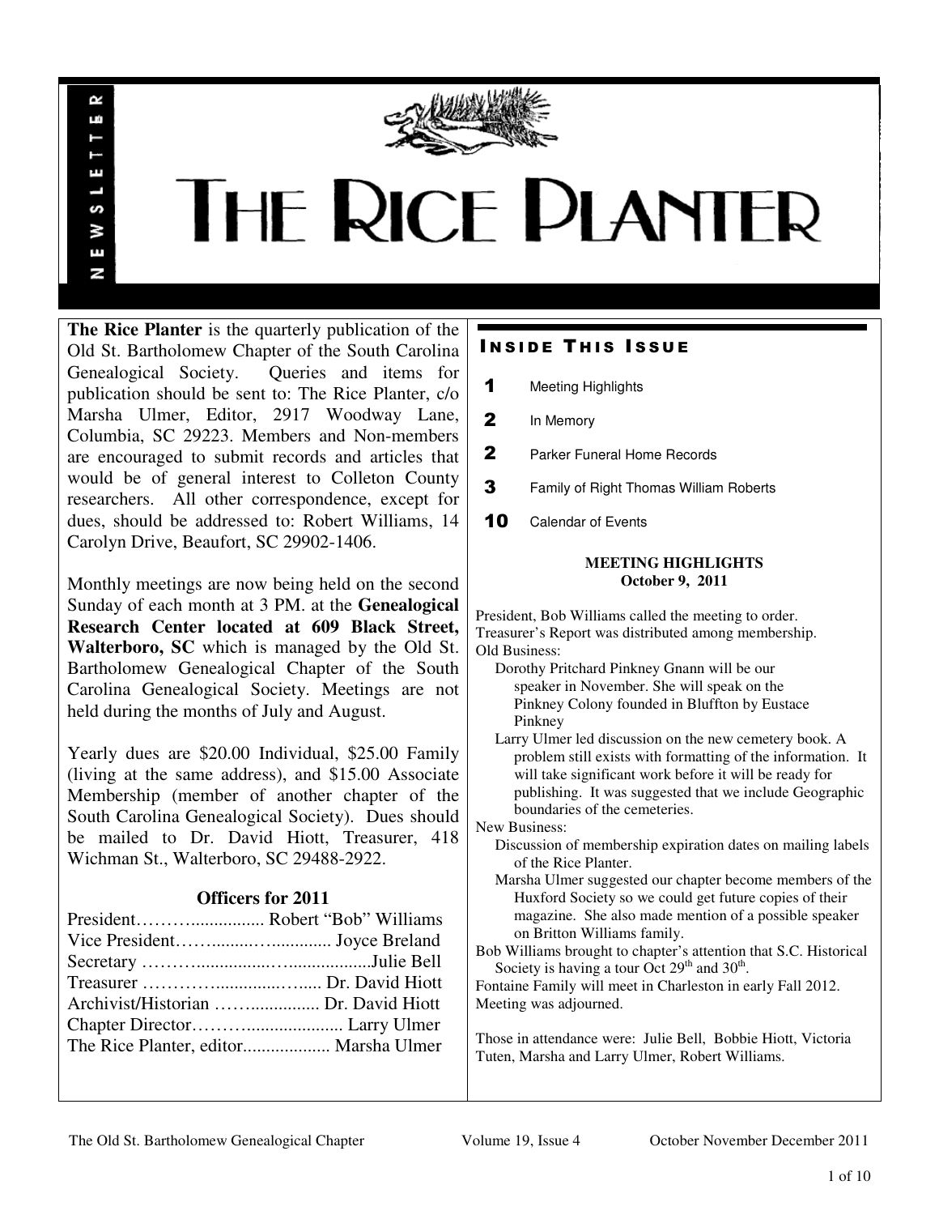# THE RICE PLANTER

NEWSLETTER

**The Rice Planter** is the quarterly publication of the Old St. Bartholomew Chapter of the South Carolina Genealogical Society. Queries and items for publication should be sent to: The Rice Planter, c/o Marsha Ulmer, Editor, 2917 Woodway Lane, Columbia, SC 29223. Members and Non-members are encouraged to submit records and articles that would be of general interest to Colleton County researchers. All other correspondence, except for dues, should be addressed to: Robert Williams, 14 Carolyn Drive, Beaufort, SC 29902-1406.

Monthly meetings are now being held on the second Sunday of each month at 3 PM. at the **Genealogical Research Center located at 609 Black Street, Walterboro, SC** which is managed by the Old St. Bartholomew Genealogical Chapter of the South Carolina Genealogical Society. Meetings are not held during the months of July and August.

Yearly dues are $20.00 Individual, $25.00 Family (living at the same address), and $15.00 Associate Membership (member of another chapter of the South Carolina Genealogical Society). Dues should be mailed to Dr. David Hiott, Treasurer, 418 Wichman St., Walterboro, SC 29488-2922.

### Officers for 2011

President………................ Robert "Bob" Williams
Vice President…….........…............ Joyce Breland
Secretary ……….................…..................Julie Bell
Treasurer …………..............…..... Dr. David Hiott
Archivist/Historian …….............. Dr. David Hiott
Chapter Director………..................... Larry Ulmer
The Rice Planter, editor................... Marsha Ulmer

## INSIDE THIS ISSUE

1 Meeting Highlights
2 In Memory
2 Parker Funeral Home Records
3 Family of Right Thomas William Roberts
10 Calendar of Events

### MEETING HIGHLIGHTS
### October 9, 2011

President, Bob Williams called the meeting to order.
Treasurer's Report was distributed among membership.
Old Business:
- Dorothy Pritchard Pinkney Gnann will be our speaker in November. She will speak on the Pinkney Colony founded in Bluffton by Eustace Pinkney
- Larry Ulmer led discussion on the new cemetery book. A problem still exists with formatting of the information. It will take significant work before it will be ready for publishing. It was suggested that we include Geographic boundaries of the cemeteries.

New Business:
- Discussion of membership expiration dates on mailing labels of the Rice Planter.
- Marsha Ulmer suggested our chapter become members of the Huxford Society so we could get future copies of their magazine. She also made mention of a possible speaker on Britton Williams family.

Bob Williams brought to chapter's attention that S.C. Historical Society is having a tour Oct 29th and 30th.
Fontaine Family will meet in Charleston in early Fall 2012.
Meeting was adjourned.

Those in attendance were: Julie Bell, Bobbie Hiott, Victoria Tuten, Marsha and Larry Ulmer, Robert Williams.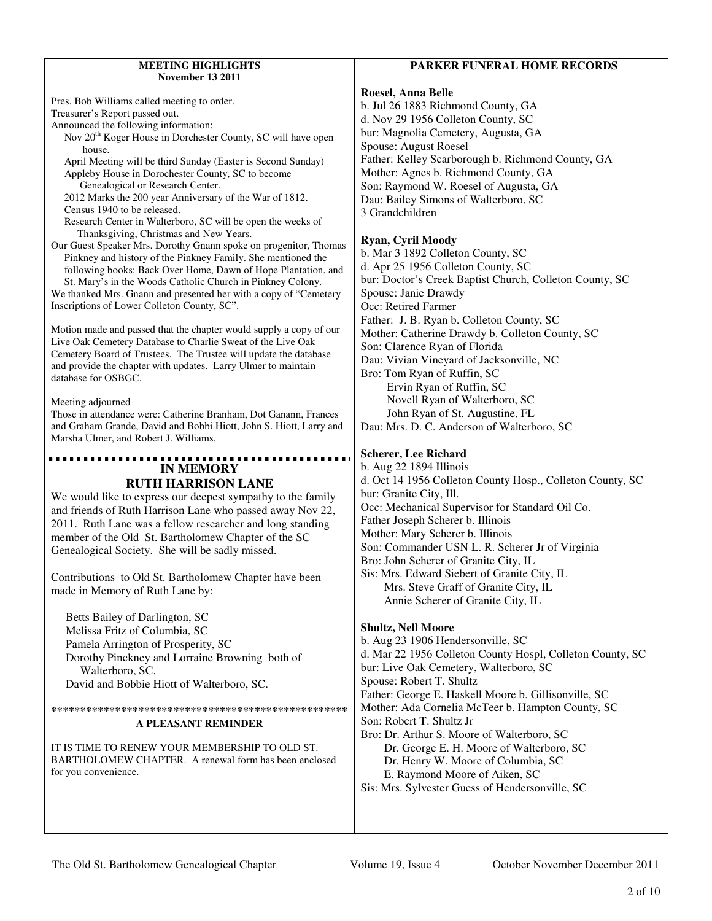## MEETING HIGHLIGHTS
### November 13 2011

Pres. Bob Williams called meeting to order.
Treasurer's Report passed out.
Announced the following information:

- Nov 20th Koger House in Dorchester County, SC will have open house.
- April Meeting will be third Sunday (Easter is Second Sunday)
- Appleby House in Dorochester County, SC to become Genealogical or Research Center.
- 2012 Marks the 200 year Anniversary of the War of 1812.
- Census 1940 to be released.
- Research Center in Walterboro, SC will be open the weeks of Thanksgiving, Christmas and New Years.

Our Guest Speaker Mrs. Dorothy Gnann spoke on progenitor, Thomas Pinkney and history of the Pinkney Family. She mentioned the following books: Back Over Home, Dawn of Hope Plantation, and St. Mary's in the Woods Catholic Church in Pinkney Colony.
We thanked Mrs. Gnann and presented her with a copy of "Cemetery Inscriptions of Lower Colleton County, SC".

Motion made and passed that the chapter would supply a copy of our Live Oak Cemetery Database to Charlie Sweat of the Live Oak Cemetery Board of Trustees. The Trustee will update the database and provide the chapter with updates. Larry Ulmer to maintain database for OSBGC.

Meeting adjourned
Those in attendance were: Catherine Branham, Dot Ganann, Frances and Graham Grande, David and Bobbi Hiott, John S. Hiott, Larry and Marsha Ulmer, and Robert J. Williams.

## IN MEMORY
## RUTH HARRISON LANE

We would like to express our deepest sympathy to the family and friends of Ruth Harrison Lane who passed away Nov 22, 2011. Ruth Lane was a fellow researcher and long standing member of the Old St. Bartholomew Chapter of the SC Genealogical Society. She will be sadly missed.

Contributions to Old St. Bartholomew Chapter have been made in Memory of Ruth Lane by:

- Betts Bailey of Darlington, SC
- Melissa Fritz of Columbia, SC
- Pamela Arrington of Prosperity, SC
- Dorothy Pinckney and Lorraine Browning both of Walterboro, SC.
- David and Bobbie Hiott of Walterboro, SC.

\*\*\*\*\*\*\*\*\*\*\*\*\*\*\*\*\*\*\*\*\*\*\*\*\*\*\*\*\*\*\*\*\*\*\*\*\*\*\*\*\*\*\*\*\*\*\*\*\*\*\*\*\*\*

### A PLEASANT REMINDER

IT IS TIME TO RENEW YOUR MEMBERSHIP TO OLD ST. BARTHOLOMEW CHAPTER. A renewal form has been enclosed for you convenience.

## PARKER FUNERAL HOME RECORDS

**Roesel, Anna Belle**
b. Jul 26 1883 Richmond County, GA
d. Nov 29 1956 Colleton County, SC
bur: Magnolia Cemetery, Augusta, GA
Spouse: August Roesel
Father: Kelley Scarborough b. Richmond County, GA
Mother: Agnes b. Richmond County, GA
Son: Raymond W. Roesel of Augusta, GA
Dau: Bailey Simons of Walterboro, SC
3 Grandchildren

**Ryan, Cyril Moody**
b. Mar 3 1892 Colleton County, SC
d. Apr 25 1956 Colleton County, SC
bur: Doctor's Creek Baptist Church, Colleton County, SC
Spouse: Janie Drawdy
Occ: Retired Farmer
Father: J. B. Ryan b. Colleton County, SC
Mother: Catherine Drawdy b. Colleton County, SC
Son: Clarence Ryan of Florida
Dau: Vivian Vineyard of Jacksonville, NC
Bro: Tom Ryan of Ruffin, SC
Ervin Ryan of Ruffin, SC
Novell Ryan of Walterboro, SC
John Ryan of St. Augustine, FL
Dau: Mrs. D. C. Anderson of Walterboro, SC

**Scherer, Lee Richard**
b. Aug 22 1894 Illinois
d. Oct 14 1956 Colleton County Hosp., Colleton County, SC
bur: Granite City, Ill.
Occ: Mechanical Supervisor for Standard Oil Co.
Father Joseph Scherer b. Illinois
Mother: Mary Scherer b. Illinois
Son: Commander USN L. R. Scherer Jr of Virginia
Bro: John Scherer of Granite City, IL
Sis: Mrs. Edward Siebert of Granite City, IL
Mrs. Steve Graff of Granite City, IL
Annie Scherer of Granite City, IL

**Shultz, Nell Moore**
b. Aug 23 1906 Hendersonville, SC
d. Mar 22 1956 Colleton County Hospl, Colleton County, SC
bur: Live Oak Cemetery, Walterboro, SC
Spouse: Robert T. Shultz
Father: George E. Haskell Moore b. Gillisonville, SC
Mother: Ada Cornelia McTeer b. Hampton County, SC
Son: Robert T. Shultz Jr
Bro: Dr. Arthur S. Moore of Walterboro, SC
Dr. George E. H. Moore of Walterboro, SC
Dr. Henry W. Moore of Columbia, SC
E. Raymond Moore of Aiken, SC
Sis: Mrs. Sylvester Guess of Hendersonville, SC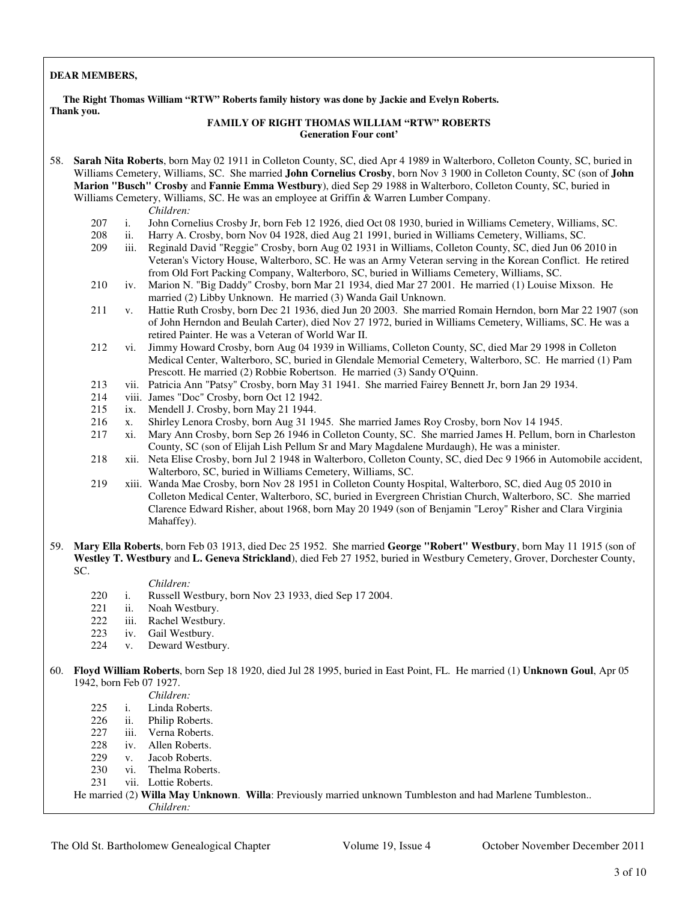**DEAR MEMBERS,**

**The Right Thomas William "RTW" Roberts family history was done by Jackie and Evelyn Roberts. Thank you.**

**FAMILY OF RIGHT THOMAS WILLIAM "RTW" ROBERTS**
**Generation Four cont'**

58. **Sarah Nita Roberts**, born May 02 1911 in Colleton County, SC, died Apr 4 1989 in Walterboro, Colleton County, SC, buried in Williams Cemetery, Williams, SC. She married **John Cornelius Crosby**, born Nov 3 1900 in Colleton County, SC (son of **John Marion "Busch" Crosby** and **Fannie Emma Westbury**), died Sep 29 1988 in Walterboro, Colleton County, SC, buried in Williams Cemetery, Williams, SC. He was an employee at Griffin & Warren Lumber Company.

    *Children:*

    207 i. John Cornelius Crosby Jr, born Feb 12 1926, died Oct 08 1930, buried in Williams Cemetery, Williams, SC.
    208 ii. Harry A. Crosby, born Nov 04 1928, died Aug 21 1991, buried in Williams Cemetery, Williams, SC.
    209 iii. Reginald David "Reggie" Crosby, born Aug 02 1931 in Williams, Colleton County, SC, died Jun 06 2010 in Veteran's Victory House, Walterboro, SC. He was an Army Veteran serving in the Korean Conflict. He retired from Old Fort Packing Company, Walterboro, SC, buried in Williams Cemetery, Williams, SC.
    210 iv. Marion N. "Big Daddy" Crosby, born Mar 21 1934, died Mar 27 2001. He married (1) Louise Mixson. He married (2) Libby Unknown. He married (3) Wanda Gail Unknown.
    211 v. Hattie Ruth Crosby, born Dec 21 1936, died Jun 20 2003. She married Romain Herndon, born Mar 22 1907 (son of John Herndon and Beulah Carter), died Nov 27 1972, buried in Williams Cemetery, Williams, SC. He was a retired Painter. He was a Veteran of World War II.
    212 vi. Jimmy Howard Crosby, born Aug 04 1939 in Williams, Colleton County, SC, died Mar 29 1998 in Colleton Medical Center, Walterboro, SC, buried in Glendale Memorial Cemetery, Walterboro, SC. He married (1) Pam Prescott. He married (2) Robbie Robertson. He married (3) Sandy O'Quinn.
    213 vii. Patricia Ann "Patsy" Crosby, born May 31 1941. She married Fairey Bennett Jr, born Jan 29 1934.
    214 viii. James "Doc" Crosby, born Oct 12 1942.
    215 ix. Mendell J. Crosby, born May 21 1944.
    216 x. Shirley Lenora Crosby, born Aug 31 1945. She married James Roy Crosby, born Nov 14 1945.
    217 xi. Mary Ann Crosby, born Sep 26 1946 in Colleton County, SC. She married James H. Pellum, born in Charleston County, SC (son of Elijah Lish Pellum Sr and Mary Magdalene Murdaugh), He was a minister.
    218 xii. Neta Elise Crosby, born Jul 2 1948 in Walterboro, Colleton County, SC, died Dec 9 1966 in Automobile accident, Walterboro, SC, buried in Williams Cemetery, Williams, SC.
    219 xiii. Wanda Mae Crosby, born Nov 28 1951 in Colleton County Hospital, Walterboro, SC, died Aug 05 2010 in Colleton Medical Center, Walterboro, SC, buried in Evergreen Christian Church, Walterboro, SC. She married Clarence Edward Risher, about 1968, born May 20 1949 (son of Benjamin "Leroy" Risher and Clara Virginia Mahaffey).

59. **Mary Ella Roberts**, born Feb 03 1913, died Dec 25 1952. She married **George "Robert" Westbury**, born May 11 1915 (son of **Westley T. Westbury** and **L. Geneva Strickland**), died Feb 27 1952, buried in Westbury Cemetery, Grover, Dorchester County, SC.

    *Children:*

    220 i. Russell Westbury, born Nov 23 1933, died Sep 17 2004.
    221 ii. Noah Westbury.
    222 iii. Rachel Westbury.
    223 iv. Gail Westbury.
    224 v. Deward Westbury.

60. **Floyd William Roberts**, born Sep 18 1920, died Jul 28 1995, buried in East Point, FL. He married (1) **Unknown Goul**, Apr 05 1942, born Feb 07 1927.

    *Children:*

    225 i. Linda Roberts.
    226 ii. Philip Roberts.
    227 iii. Verna Roberts.
    228 iv. Allen Roberts.
    229 v. Jacob Roberts.
    230 vi. Thelma Roberts.
    231 vii. Lottie Roberts.

    He married (2) **Willa May Unknown**. **Willa**: Previously married unknown Tumbleston and had Marlene Tumbleston..

    *Children:*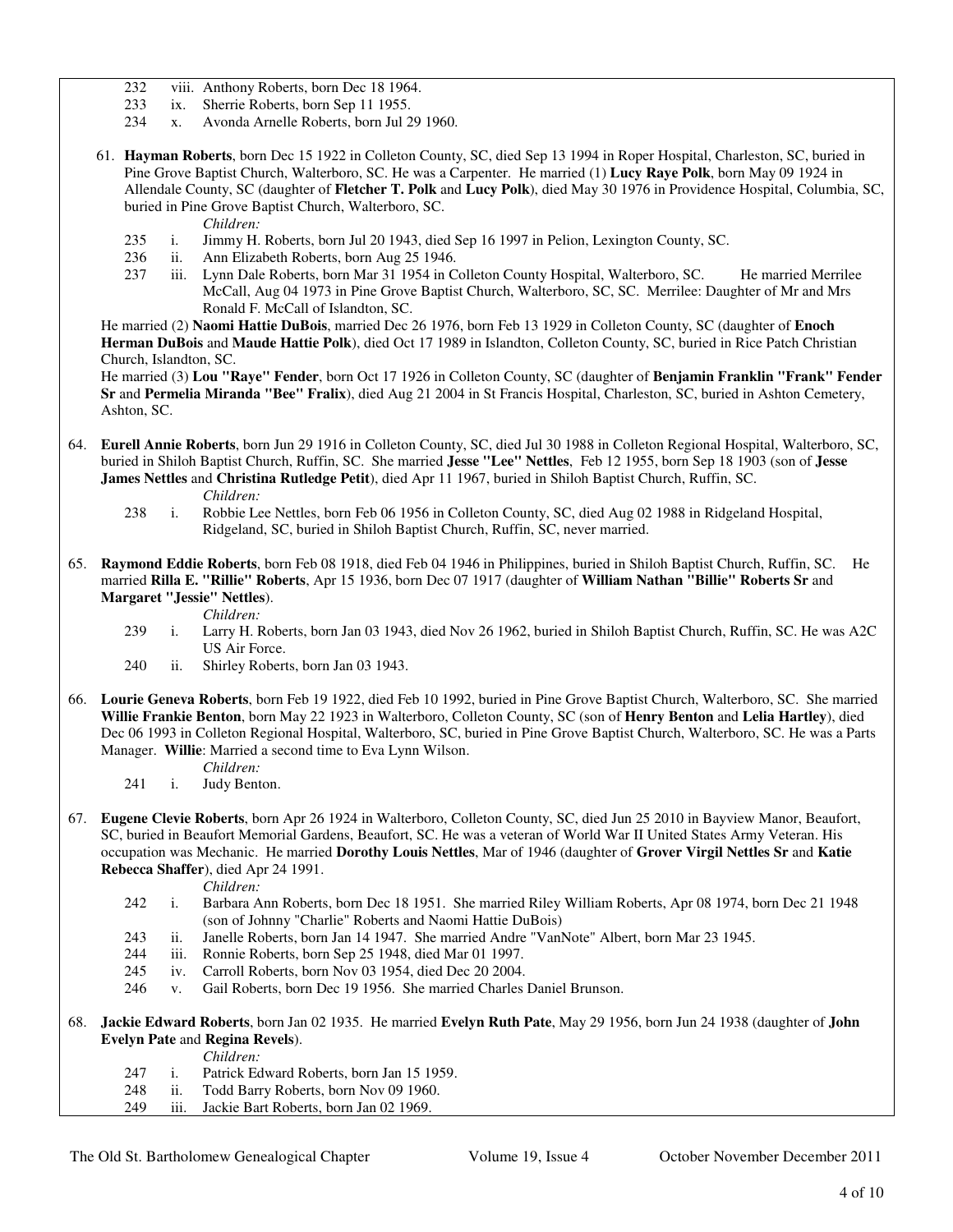232 viii. Anthony Roberts, born Dec 18 1964.
233 ix. Sherrie Roberts, born Sep 11 1955.
234 x. Avonda Arnelle Roberts, born Jul 29 1960.

61. **Hayman Roberts**, born Dec 15 1922 in Colleton County, SC, died Sep 13 1994 in Roper Hospital, Charleston, SC, buried in Pine Grove Baptist Church, Walterboro, SC. He was a Carpenter. He married (1) **Lucy Raye Polk**, born May 09 1924 in Allendale County, SC (daughter of **Fletcher T. Polk** and **Lucy Polk**), died May 30 1976 in Providence Hospital, Columbia, SC, buried in Pine Grove Baptist Church, Walterboro, SC.

*Children:*

235 i. Jimmy H. Roberts, born Jul 20 1943, died Sep 16 1997 in Pelion, Lexington County, SC.
236 ii. Ann Elizabeth Roberts, born Aug 25 1946.
237 iii. Lynn Dale Roberts, born Mar 31 1954 in Colleton County Hospital, Walterboro, SC. He married Merrilee McCall, Aug 04 1973 in Pine Grove Baptist Church, Walterboro, SC, SC. Merrilee: Daughter of Mr and Mrs Ronald F. McCall of Islandton, SC.

He married (2) **Naomi Hattie DuBois**, married Dec 26 1976, born Feb 13 1929 in Colleton County, SC (daughter of **Enoch Herman DuBois** and **Maude Hattie Polk**), died Oct 17 1989 in Islandton, Colleton County, SC, buried in Rice Patch Christian Church, Islandton, SC.

He married (3) **Lou "Raye" Fender**, born Oct 17 1926 in Colleton County, SC (daughter of **Benjamin Franklin "Frank" Fender Sr** and **Permelia Miranda "Bee" Fralix**), died Aug 21 2004 in St Francis Hospital, Charleston, SC, buried in Ashton Cemetery, Ashton, SC.

64. **Eurell Annie Roberts**, born Jun 29 1916 in Colleton County, SC, died Jul 30 1988 in Colleton Regional Hospital, Walterboro, SC, buried in Shiloh Baptist Church, Ruffin, SC. She married **Jesse "Lee" Nettles**, Feb 12 1955, born Sep 18 1903 (son of **Jesse James Nettles** and **Christina Rutledge Petit**), died Apr 11 1967, buried in Shiloh Baptist Church, Ruffin, SC.

*Children:*

238 i. Robbie Lee Nettles, born Feb 06 1956 in Colleton County, SC, died Aug 02 1988 in Ridgeland Hospital, Ridgeland, SC, buried in Shiloh Baptist Church, Ruffin, SC, never married.

65. **Raymond Eddie Roberts**, born Feb 08 1918, died Feb 04 1946 in Philippines, buried in Shiloh Baptist Church, Ruffin, SC. He married **Rilla E. "Rillie" Roberts**, Apr 15 1936, born Dec 07 1917 (daughter of **William Nathan "Billie" Roberts Sr** and **Margaret "Jessie" Nettles**).

*Children:*

239 i. Larry H. Roberts, born Jan 03 1943, died Nov 26 1962, buried in Shiloh Baptist Church, Ruffin, SC. He was A2C US Air Force.
240 ii. Shirley Roberts, born Jan 03 1943.

66. **Lourie Geneva Roberts**, born Feb 19 1922, died Feb 10 1992, buried in Pine Grove Baptist Church, Walterboro, SC. She married **Willie Frankie Benton**, born May 22 1923 in Walterboro, Colleton County, SC (son of **Henry Benton** and **Lelia Hartley**), died Dec 06 1993 in Colleton Regional Hospital, Walterboro, SC, buried in Pine Grove Baptist Church, Walterboro, SC. He was a Parts Manager. **Willie**: Married a second time to Eva Lynn Wilson.

*Children:*

241 i. Judy Benton.

67. **Eugene Clevie Roberts**, born Apr 26 1924 in Walterboro, Colleton County, SC, died Jun 25 2010 in Bayview Manor, Beaufort, SC, buried in Beaufort Memorial Gardens, Beaufort, SC. He was a veteran of World War II United States Army Veteran. His occupation was Mechanic. He married **Dorothy Louis Nettles**, Mar of 1946 (daughter of **Grover Virgil Nettles Sr** and **Katie Rebecca Shaffer**), died Apr 24 1991.

*Children:*

242 i. Barbara Ann Roberts, born Dec 18 1951. She married Riley William Roberts, Apr 08 1974, born Dec 21 1948 (son of Johnny "Charlie" Roberts and Naomi Hattie DuBois)
243 ii. Janelle Roberts, born Jan 14 1947. She married Andre "VanNote" Albert, born Mar 23 1945.
244 iii. Ronnie Roberts, born Sep 25 1948, died Mar 01 1997.
245 iv. Carroll Roberts, born Nov 03 1954, died Dec 20 2004.
246 v. Gail Roberts, born Dec 19 1956. She married Charles Daniel Brunson.

68. **Jackie Edward Roberts**, born Jan 02 1935. He married **Evelyn Ruth Pate**, May 29 1956, born Jun 24 1938 (daughter of **John Evelyn Pate** and **Regina Revels**).

*Children:*

247 i. Patrick Edward Roberts, born Jan 15 1959.
248 ii. Todd Barry Roberts, born Nov 09 1960.
249 iii. Jackie Bart Roberts, born Jan 02 1969.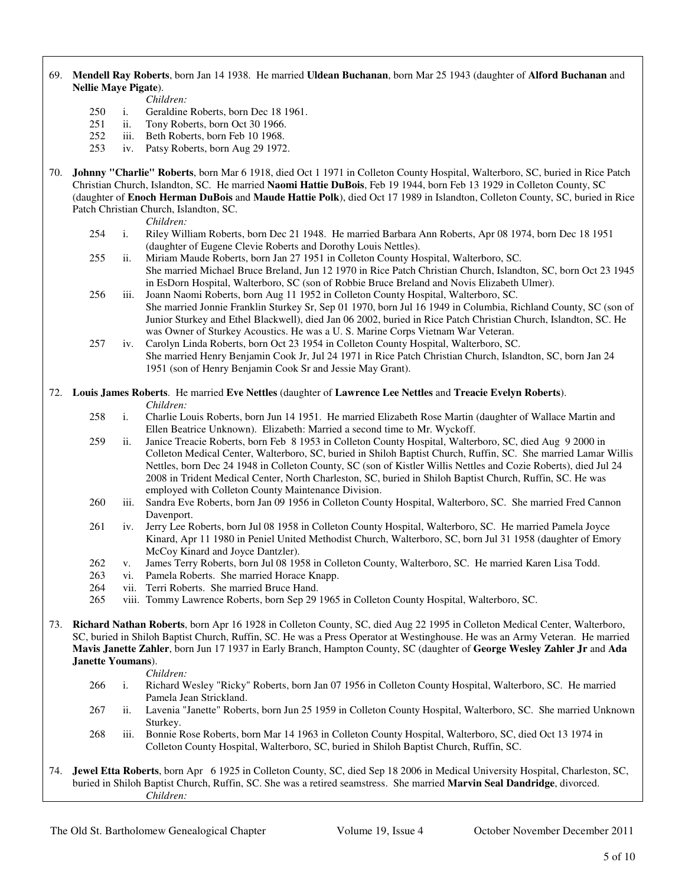69. **Mendell Ray Roberts**, born Jan 14 1938. He married **Uldean Buchanan**, born Mar 25 1943 (daughter of **Alford Buchanan** and **Nellie Maye Pigate**).

*Children:*

- 250 i. Geraldine Roberts, born Dec 18 1961.
- 251 ii. Tony Roberts, born Oct 30 1966.
- 252 iii. Beth Roberts, born Feb 10 1968.
- 253 iv. Patsy Roberts, born Aug 29 1972.

70. **Johnny "Charlie" Roberts**, born Mar 6 1918, died Oct 1 1971 in Colleton County Hospital, Walterboro, SC, buried in Rice Patch Christian Church, Islandton, SC. He married **Naomi Hattie DuBois**, Feb 19 1944, born Feb 13 1929 in Colleton County, SC (daughter of **Enoch Herman DuBois** and **Maude Hattie Polk**), died Oct 17 1989 in Islandton, Colleton County, SC, buried in Rice Patch Christian Church, Islandton, SC.

*Children:*

- 254 i. Riley William Roberts, born Dec 21 1948. He married Barbara Ann Roberts, Apr 08 1974, born Dec 18 1951 (daughter of Eugene Clevie Roberts and Dorothy Louis Nettles).
- 255 ii. Miriam Maude Roberts, born Jan 27 1951 in Colleton County Hospital, Walterboro, SC. She married Michael Bruce Breland, Jun 12 1970 in Rice Patch Christian Church, Islandton, SC, born Oct 23 1945 in EsDorn Hospital, Walterboro, SC (son of Robbie Bruce Breland and Novis Elizabeth Ulmer).
- 256 iii. Joann Naomi Roberts, born Aug 11 1952 in Colleton County Hospital, Walterboro, SC. She married Jonnie Franklin Sturkey Sr, Sep 01 1970, born Jul 16 1949 in Columbia, Richland County, SC (son of Junior Sturkey and Ethel Blackwell), died Jan 06 2002, buried in Rice Patch Christian Church, Islandton, SC. He was Owner of Sturkey Acoustics. He was a U. S. Marine Corps Vietnam War Veteran.
- 257 iv. Carolyn Linda Roberts, born Oct 23 1954 in Colleton County Hospital, Walterboro, SC. She married Henry Benjamin Cook Jr, Jul 24 1971 in Rice Patch Christian Church, Islandton, SC, born Jan 24 1951 (son of Henry Benjamin Cook Sr and Jessie May Grant).

72. **Louis James Roberts**. He married **Eve Nettles** (daughter of **Lawrence Lee Nettles** and **Treacie Evelyn Roberts**).

*Children:*

- 258 i. Charlie Louis Roberts, born Jun 14 1951. He married Elizabeth Rose Martin (daughter of Wallace Martin and Ellen Beatrice Unknown). Elizabeth: Married a second time to Mr. Wyckoff.
- 259 ii. Janice Treacie Roberts, born Feb 8 1953 in Colleton County Hospital, Walterboro, SC, died Aug 9 2000 in Colleton Medical Center, Walterboro, SC, buried in Shiloh Baptist Church, Ruffin, SC. She married Lamar Willis Nettles, born Dec 24 1948 in Colleton County, SC (son of Kistler Willis Nettles and Cozie Roberts), died Jul 24 2008 in Trident Medical Center, North Charleston, SC, buried in Shiloh Baptist Church, Ruffin, SC. He was employed with Colleton County Maintenance Division.
- 260 iii. Sandra Eve Roberts, born Jan 09 1956 in Colleton County Hospital, Walterboro, SC. She married Fred Cannon Davenport.
- 261 iv. Jerry Lee Roberts, born Jul 08 1958 in Colleton County Hospital, Walterboro, SC. He married Pamela Joyce Kinard, Apr 11 1980 in Peniel United Methodist Church, Walterboro, SC, born Jul 31 1958 (daughter of Emory McCoy Kinard and Joyce Dantzler).
- 262 v. James Terry Roberts, born Jul 08 1958 in Colleton County, Walterboro, SC. He married Karen Lisa Todd.
- 263 vi. Pamela Roberts. She married Horace Knapp.
- 264 vii. Terri Roberts. She married Bruce Hand.
- 265 viii. Tommy Lawrence Roberts, born Sep 29 1965 in Colleton County Hospital, Walterboro, SC.

73. **Richard Nathan Roberts**, born Apr 16 1928 in Colleton County, SC, died Aug 22 1995 in Colleton Medical Center, Walterboro, SC, buried in Shiloh Baptist Church, Ruffin, SC. He was a Press Operator at Westinghouse. He was an Army Veteran. He married **Mavis Janette Zahler**, born Jun 17 1937 in Early Branch, Hampton County, SC (daughter of **George Wesley Zahler Jr** and **Ada Janette Youmans**).

*Children:*

- 266 i. Richard Wesley "Ricky" Roberts, born Jan 07 1956 in Colleton County Hospital, Walterboro, SC. He married Pamela Jean Strickland.
- 267 ii. Lavenia "Janette" Roberts, born Jun 25 1959 in Colleton County Hospital, Walterboro, SC. She married Unknown Sturkey.
- 268 iii. Bonnie Rose Roberts, born Mar 14 1963 in Colleton County Hospital, Walterboro, SC, died Oct 13 1974 in Colleton County Hospital, Walterboro, SC, buried in Shiloh Baptist Church, Ruffin, SC.

74. **Jewel Etta Roberts**, born Apr 6 1925 in Colleton County, SC, died Sep 18 2006 in Medical University Hospital, Charleston, SC, buried in Shiloh Baptist Church, Ruffin, SC. She was a retired seamstress. She married **Marvin Seal Dandridge**, divorced.

*Children:*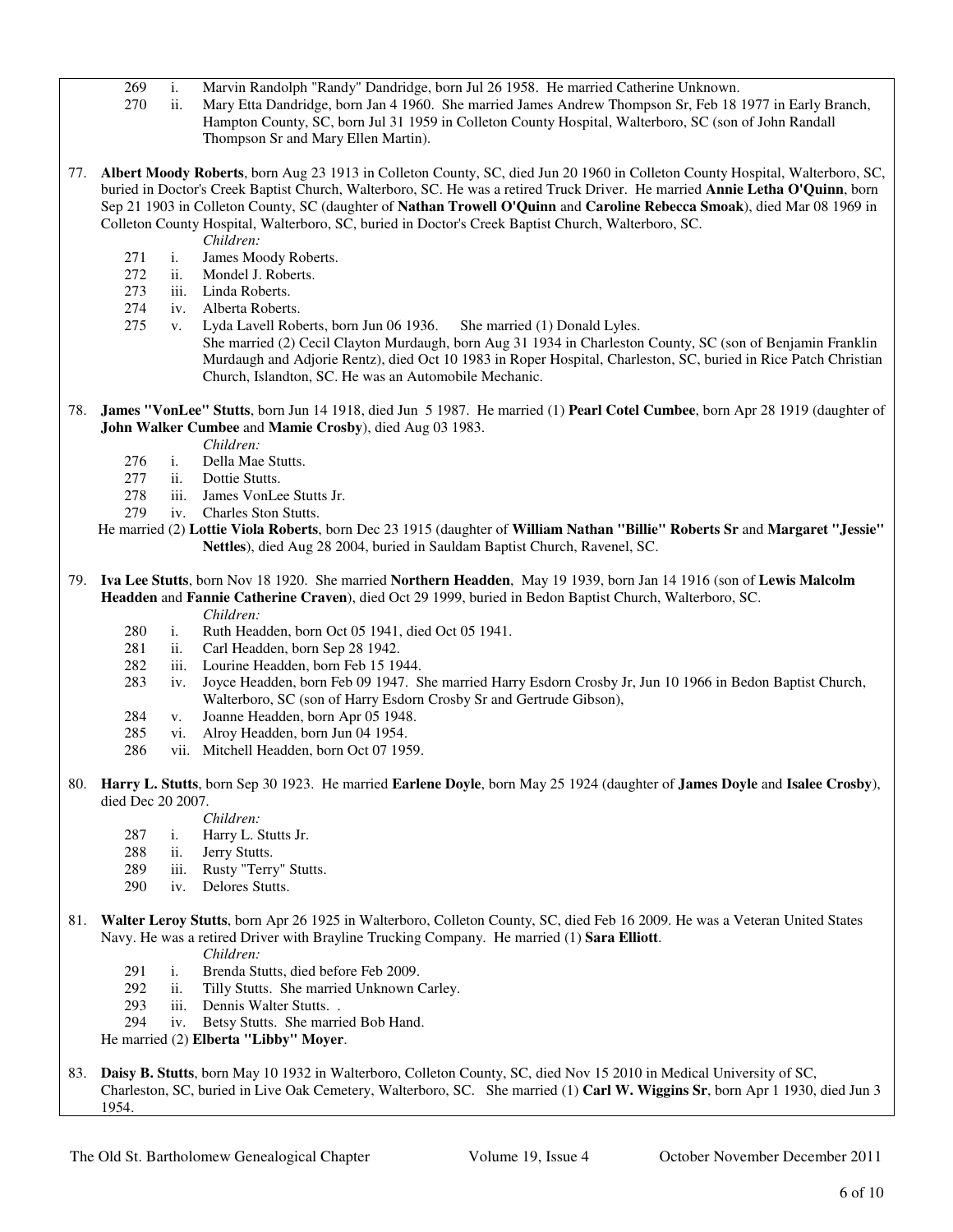269 i. Marvin Randolph "Randy" Dandridge, born Jul 26 1958. He married Catherine Unknown.
270 ii. Mary Etta Dandridge, born Jan 4 1960. She married James Andrew Thompson Sr, Feb 18 1977 in Early Branch, Hampton County, SC, born Jul 31 1959 in Colleton County Hospital, Walterboro, SC (son of John Randall Thompson Sr and Mary Ellen Martin).

77. **Albert Moody Roberts**, born Aug 23 1913 in Colleton County, SC, died Jun 20 1960 in Colleton County Hospital, Walterboro, SC, buried in Doctor's Creek Baptist Church, Walterboro, SC. He was a retired Truck Driver. He married **Annie Letha O'Quinn**, born Sep 21 1903 in Colleton County, SC (daughter of **Nathan Trowell O'Quinn** and **Caroline Rebecca Smoak**), died Mar 08 1969 in Colleton County Hospital, Walterboro, SC, buried in Doctor's Creek Baptist Church, Walterboro, SC.

*Children:*

271 i. James Moody Roberts.
272 ii. Mondel J. Roberts.
273 iii. Linda Roberts.
274 iv. Alberta Roberts.
275 v. Lyda Lavell Roberts, born Jun 06 1936. She married (1) Donald Lyles.
She married (2) Cecil Clayton Murdaugh, born Aug 31 1934 in Charleston County, SC (son of Benjamin Franklin Murdaugh and Adjorie Rentz), died Oct 10 1983 in Roper Hospital, Charleston, SC, buried in Rice Patch Christian Church, Islandton, SC. He was an Automobile Mechanic.

78. **James "VonLee" Stutts**, born Jun 14 1918, died Jun 5 1987. He married (1) **Pearl Cotel Cumbee**, born Apr 28 1919 (daughter of **John Walker Cumbee** and **Mamie Crosby**), died Aug 03 1983.

*Children:*

276 i. Della Mae Stutts.
277 ii. Dottie Stutts.
278 iii. James VonLee Stutts Jr.
279 iv. Charles Ston Stutts.

He married (2) **Lottie Viola Roberts**, born Dec 23 1915 (daughter of **William Nathan "Billie" Roberts Sr** and **Margaret "Jessie" Nettles**), died Aug 28 2004, buried in Sauldam Baptist Church, Ravenel, SC.

79. **Iva Lee Stutts**, born Nov 18 1920. She married **Northern Headden**, May 19 1939, born Jan 14 1916 (son of **Lewis Malcolm Headden** and **Fannie Catherine Craven**), died Oct 29 1999, buried in Bedon Baptist Church, Walterboro, SC.

*Children:*

280 i. Ruth Headden, born Oct 05 1941, died Oct 05 1941.
281 ii. Carl Headden, born Sep 28 1942.
282 iii. Lourine Headden, born Feb 15 1944.
283 iv. Joyce Headden, born Feb 09 1947. She married Harry Esdorn Crosby Jr, Jun 10 1966 in Bedon Baptist Church, Walterboro, SC (son of Harry Esdorn Crosby Sr and Gertrude Gibson),
284 v. Joanne Headden, born Apr 05 1948.
285 vi. Alroy Headden, born Jun 04 1954.
286 vii. Mitchell Headden, born Oct 07 1959.

80. **Harry L. Stutts**, born Sep 30 1923. He married **Earlene Doyle**, born May 25 1924 (daughter of **James Doyle** and **Isalee Crosby**), died Dec 20 2007.

*Children:*

287 i. Harry L. Stutts Jr.
288 ii. Jerry Stutts.
289 iii. Rusty "Terry" Stutts.
290 iv. Delores Stutts.

81. **Walter Leroy Stutts**, born Apr 26 1925 in Walterboro, Colleton County, SC, died Feb 16 2009. He was a Veteran United States Navy. He was a retired Driver with Brayline Trucking Company. He married (1) **Sara Elliott**.

*Children:*

291 i. Brenda Stutts, died before Feb 2009.
292 ii. Tilly Stutts. She married Unknown Carley.
293 iii. Dennis Walter Stutts. .
294 iv. Betsy Stutts. She married Bob Hand.

He married (2) **Elberta "Libby" Moyer**.

83. **Daisy B. Stutts**, born May 10 1932 in Walterboro, Colleton County, SC, died Nov 15 2010 in Medical University of SC, Charleston, SC, buried in Live Oak Cemetery, Walterboro, SC. She married (1) **Carl W. Wiggins Sr**, born Apr 1 1930, died Jun 3 1954.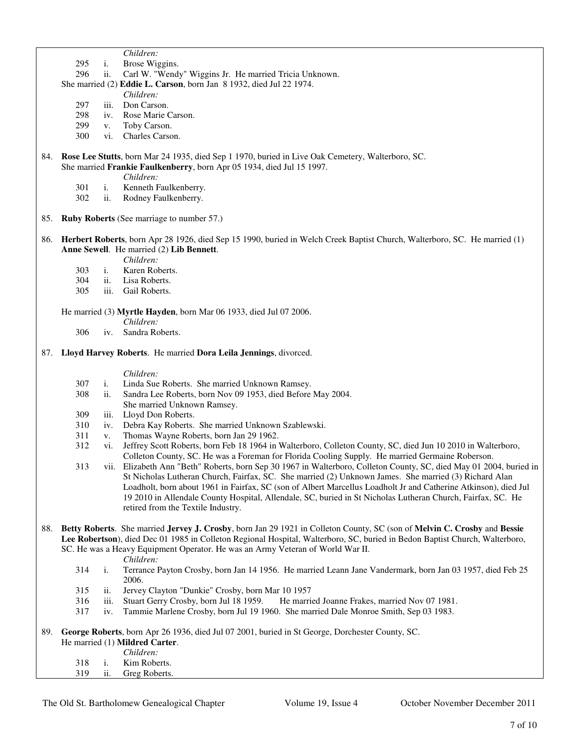*Children:*

- 295 i. Brose Wiggins.
- 296 ii. Carl W. "Wendy" Wiggins Jr. He married Tricia Unknown.

She married (2) **Eddie L. Carson**, born Jan 8 1932, died Jul 22 1974.

*Children:*

- 297 iii. Don Carson.
- 298 iv. Rose Marie Carson.
- 299 v. Toby Carson.
- 300 vi. Charles Carson.

84. **Rose Lee Stutts**, born Mar 24 1935, died Sep 1 1970, buried in Live Oak Cemetery, Walterboro, SC.
She married **Frankie Faulkenberry**, born Apr 05 1934, died Jul 15 1997.

*Children:*

- 301 i. Kenneth Faulkenberry.
- 302 ii. Rodney Faulkenberry.

85. **Ruby Roberts** (See marriage to number 57.)

86. **Herbert Roberts**, born Apr 28 1926, died Sep 15 1990, buried in Welch Creek Baptist Church, Walterboro, SC. He married (1) **Anne Sewell**. He married (2) **Lib Bennett**.

*Children:*

- 303 i. Karen Roberts.
- 304 ii. Lisa Roberts.
- 305 iii. Gail Roberts.

He married (3) **Myrtle Hayden**, born Mar 06 1933, died Jul 07 2006.

*Children:*

- 306 iv. Sandra Roberts.

87. **Lloyd Harvey Roberts**. He married **Dora Leila Jennings**, divorced.

*Children:*

- 307 i. Linda Sue Roberts. She married Unknown Ramsey.
- 308 ii. Sandra Lee Roberts, born Nov 09 1953, died Before May 2004.
  She married Unknown Ramsey.
- 309 iii. Lloyd Don Roberts.
- 310 iv. Debra Kay Roberts. She married Unknown Szablewski.
- 311 v. Thomas Wayne Roberts, born Jan 29 1962.
- 312 vi. Jeffrey Scott Roberts, born Feb 18 1964 in Walterboro, Colleton County, SC, died Jun 10 2010 in Walterboro, Colleton County, SC. He was a Foreman for Florida Cooling Supply. He married Germaine Roberson.
- 313 vii. Elizabeth Ann "Beth" Roberts, born Sep 30 1967 in Walterboro, Colleton County, SC, died May 01 2004, buried in St Nicholas Lutheran Church, Fairfax, SC. She married (2) Unknown James. She married (3) Richard Alan Loadholt, born about 1961 in Fairfax, SC (son of Albert Marcellus Loadholt Jr and Catherine Atkinson), died Jul 19 2010 in Allendale County Hospital, Allendale, SC, buried in St Nicholas Lutheran Church, Fairfax, SC. He retired from the Textile Industry.

88. **Betty Roberts**. She married **Jervey J. Crosby**, born Jan 29 1921 in Colleton County, SC (son of **Melvin C. Crosby** and **Bessie Lee Robertson**), died Dec 01 1985 in Colleton Regional Hospital, Walterboro, SC, buried in Bedon Baptist Church, Walterboro, SC. He was a Heavy Equipment Operator. He was an Army Veteran of World War II.

*Children:*

- 314 i. Terrance Payton Crosby, born Jan 14 1956. He married Leann Jane Vandermark, born Jan 03 1957, died Feb 25 2006.
- 315 ii. Jervey Clayton "Dunkie" Crosby, born Mar 10 1957
- 316 iii. Stuart Gerry Crosby, born Jul 18 1959. He married Joanne Frakes, married Nov 07 1981.
- 317 iv. Tammie Marlene Crosby, born Jul 19 1960. She married Dale Monroe Smith, Sep 03 1983.

89. **George Roberts**, born Apr 26 1936, died Jul 07 2001, buried in St George, Dorchester County, SC.
He married (1) **Mildred Carter**.

*Children:*

- 318 i. Kim Roberts.
- 319 ii. Greg Roberts.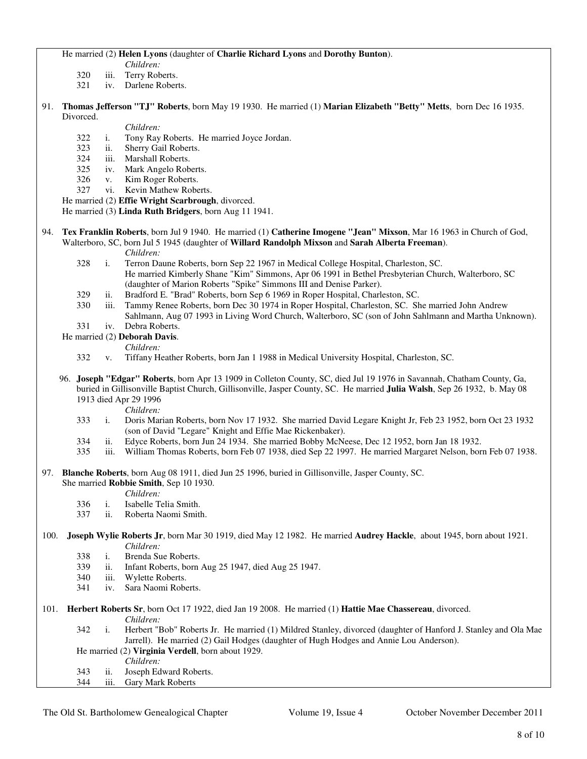He married (2) **Helen Lyons** (daughter of **Charlie Richard Lyons** and **Dorothy Bunton**).

*Children:*

- 320 iii. Terry Roberts.
- 321 iv. Darlene Roberts.

91. **Thomas Jefferson "TJ" Roberts**, born May 19 1930. He married (1) **Marian Elizabeth "Betty" Metts**, born Dec 16 1935. Divorced.

*Children:*

- 322 i. Tony Ray Roberts. He married Joyce Jordan.
- 323 ii. Sherry Gail Roberts.
- 324 iii. Marshall Roberts.
- 325 iv. Mark Angelo Roberts.
- 326 v. Kim Roger Roberts.
- 327 vi. Kevin Mathew Roberts.

He married (2) **Effie Wright Scarbrough**, divorced.
He married (3) **Linda Ruth Bridgers**, born Aug 11 1941.

94. **Tex Franklin Roberts**, born Jul 9 1940. He married (1) **Catherine Imogene "Jean" Mixson**, Mar 16 1963 in Church of God, Walterboro, SC, born Jul 5 1945 (daughter of **Willard Randolph Mixson** and **Sarah Alberta Freeman**).

*Children:*

- 328 i. Terron Daune Roberts, born Sep 22 1967 in Medical College Hospital, Charleston, SC. He married Kimberly Shane "Kim" Simmons, Apr 06 1991 in Bethel Presbyterian Church, Walterboro, SC (daughter of Marion Roberts "Spike" Simmons III and Denise Parker).
- 329 ii. Bradford E. "Brad" Roberts, born Sep 6 1969 in Roper Hospital, Charleston, SC.
- 330 iii. Tammy Renee Roberts, born Dec 30 1974 in Roper Hospital, Charleston, SC. She married John Andrew Sahlmann, Aug 07 1993 in Living Word Church, Walterboro, SC (son of John Sahlmann and Martha Unknown).
- 331 iv. Debra Roberts.

He married (2) **Deborah Davis**.

*Children:*

- 332 v. Tiffany Heather Roberts, born Jan 1 1988 in Medical University Hospital, Charleston, SC.

96. **Joseph "Edgar" Roberts**, born Apr 13 1909 in Colleton County, SC, died Jul 19 1976 in Savannah, Chatham County, Ga, buried in Gillisonville Baptist Church, Gillisonville, Jasper County, SC. He married **Julia Walsh**, Sep 26 1932, b. May 08 1913 died Apr 29 1996

*Children:*

- 333 i. Doris Marian Roberts, born Nov 17 1932. She married David Legare Knight Jr, Feb 23 1952, born Oct 23 1932 (son of David "Legare" Knight and Effie Mae Rickenbaker).
- 334 ii. Edyce Roberts, born Jun 24 1934. She married Bobby McNeese, Dec 12 1952, born Jan 18 1932.
- 335 iii. William Thomas Roberts, born Feb 07 1938, died Sep 22 1997. He married Margaret Nelson, born Feb 07 1938.

97. **Blanche Roberts**, born Aug 08 1911, died Jun 25 1996, buried in Gillisonville, Jasper County, SC. She married **Robbie Smith**, Sep 10 1930.

*Children:*

- 336 i. Isabelle Telia Smith.
- 337 ii. Roberta Naomi Smith.

100. **Joseph Wylie Roberts Jr**, born Mar 30 1919, died May 12 1982. He married **Audrey Hackle**, about 1945, born about 1921.

*Children:*

- 338 i. Brenda Sue Roberts.
- 339 ii. Infant Roberts, born Aug 25 1947, died Aug 25 1947.
- 340 iii. Wylette Roberts.
- 341 iv. Sara Naomi Roberts.

101. **Herbert Roberts Sr**, born Oct 17 1922, died Jan 19 2008. He married (1) **Hattie Mae Chassereau**, divorced.

*Children:*

- 342 i. Herbert "Bob" Roberts Jr. He married (1) Mildred Stanley, divorced (daughter of Hanford J. Stanley and Ola Mae Jarrell). He married (2) Gail Hodges (daughter of Hugh Hodges and Annie Lou Anderson).

He married (2) **Virginia Verdell**, born about 1929.

*Children:*

- 343 ii. Joseph Edward Roberts.
- 344 iii. Gary Mark Roberts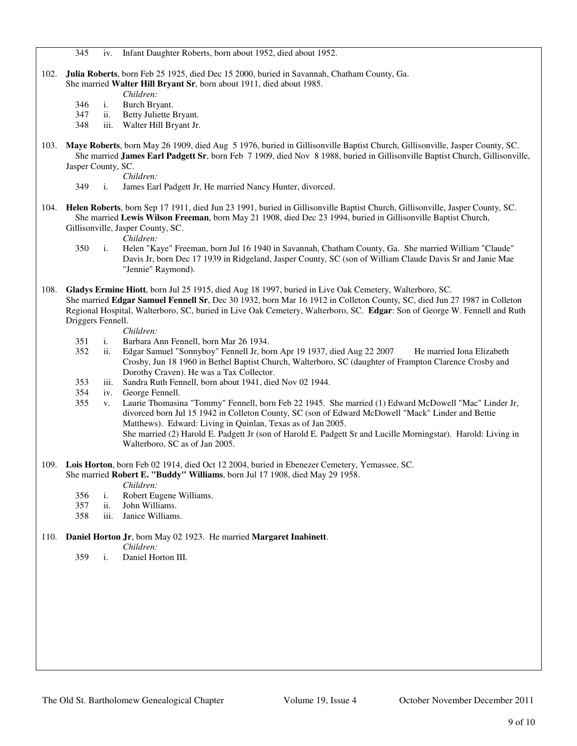345 iv. Infant Daughter Roberts, born about 1952, died about 1952.

102. **Julia Roberts**, born Feb 25 1925, died Dec 15 2000, buried in Savannah, Chatham County, Ga.
She married **Walter Hill Bryant Sr**, born about 1911, died about 1985.

*Children:*

- 346 i. Burch Bryant.
- 347 ii. Betty Juliette Bryant.
- 348 iii. Walter Hill Bryant Jr.

103. **Maye Roberts**, born May 26 1909, died Aug 5 1976, buried in Gillisonville Baptist Church, Gillisonville, Jasper County, SC. She married **James Earl Padgett Sr**, born Feb 7 1909, died Nov 8 1988, buried in Gillisonville Baptist Church, Gillisonville, Jasper County, SC.

*Children:*

- 349 i. James Earl Padgett Jr, He married Nancy Hunter, divorced.

104. **Helen Roberts**, born Sep 17 1911, died Jun 23 1991, buried in Gillisonville Baptist Church, Gillisonville, Jasper County, SC. She married **Lewis Wilson Freeman**, born May 21 1908, died Dec 23 1994, buried in Gillisonville Baptist Church, Gillisonville, Jasper County, SC.

*Children:*

- 350 i. Helen "Kaye" Freeman, born Jul 16 1940 in Savannah, Chatham County, Ga. She married William "Claude" Davis Jr, born Dec 17 1939 in Ridgeland, Jasper County, SC (son of William Claude Davis Sr and Janie Mae "Jennie" Raymond).

108. **Gladys Ermine Hiott**, born Jul 25 1915, died Aug 18 1997, buried in Live Oak Cemetery, Walterboro, SC.
She married **Edgar Samuel Fennell Sr**, Dec 30 1932, born Mar 16 1912 in Colleton County, SC, died Jun 27 1987 in Colleton Regional Hospital, Walterboro, SC, buried in Live Oak Cemetery, Walterboro, SC. **Edgar**: Son of George W. Fennell and Ruth Driggers Fennell.

*Children:*

- 351 i. Barbara Ann Fennell, born Mar 26 1934.
- 352 ii. Edgar Samuel "Sonnyboy" Fennell Jr, born Apr 19 1937, died Aug 22 2007 He married Iona Elizabeth Crosby, Jun 18 1960 in Bethel Baptist Church, Walterboro, SC (daughter of Frampton Clarence Crosby and Dorothy Craven). He was a Tax Collector.
- 353 iii. Sandra Ruth Fennell, born about 1941, died Nov 02 1944.
- 354 iv. George Fennell.
- 355 v. Laurie Thomasina "Tommy" Fennell, born Feb 22 1945. She married (1) Edward McDowell "Mac" Linder Jr, divorced born Jul 15 1942 in Colleton County, SC (son of Edward McDowell "Mack" Linder and Bettie Matthews). Edward: Living in Quinlan, Texas as of Jan 2005.
She married (2) Harold E. Padgett Jr (son of Harold E. Padgett Sr and Lucille Morningstar). Harold: Living in Walterboro, SC as of Jan 2005.

109. **Lois Horton**, born Feb 02 1914, died Oct 12 2004, buried in Ebenezer Cemetery, Yemassee, SC.
She married **Robert E. "Buddy" Williams**, born Jul 17 1908, died May 29 1958.

*Children:*

- 356 i. Robert Eugene Williams.
- 357 ii. John Williams.
- 358 iii. Janice Williams.

110. **Daniel Horton Jr**, born May 02 1923. He married **Margaret Inabinett**.

*Children:*

- 359 i. Daniel Horton III.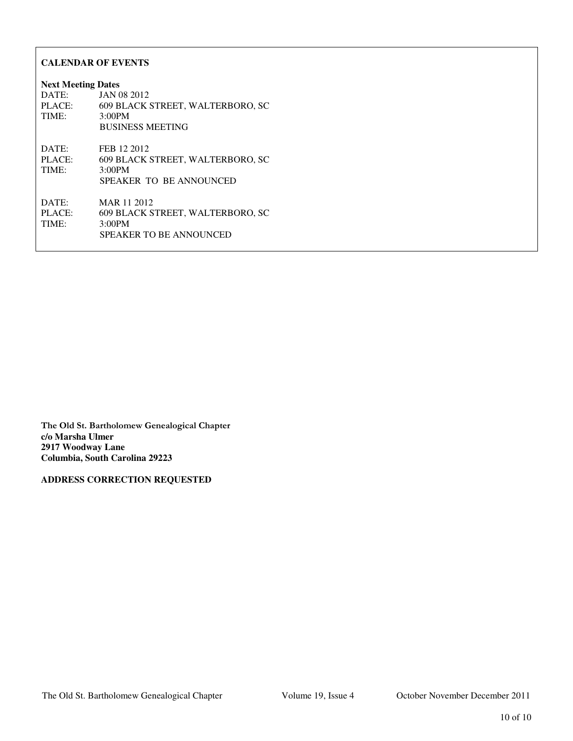**CALENDAR OF EVENTS**

**Next Meeting Dates**

DATE: JAN 08 2012
PLACE: 609 BLACK STREET, WALTERBORO, SC
TIME: 3:00PM
BUSINESS MEETING

DATE: FEB 12 2012
PLACE: 609 BLACK STREET, WALTERBORO, SC
TIME: 3:00PM
SPEAKER TO BE ANNOUNCED

DATE: MAR 11 2012
PLACE: 609 BLACK STREET, WALTERBORO, SC
TIME: 3:00PM
SPEAKER TO BE ANNOUNCED

**The Old St. Bartholomew Genealogical Chapter**
**c/o Marsha Ulmer**
**2917 Woodway Lane**
**Columbia, South Carolina 29223**

**ADDRESS CORRECTION REQUESTED**